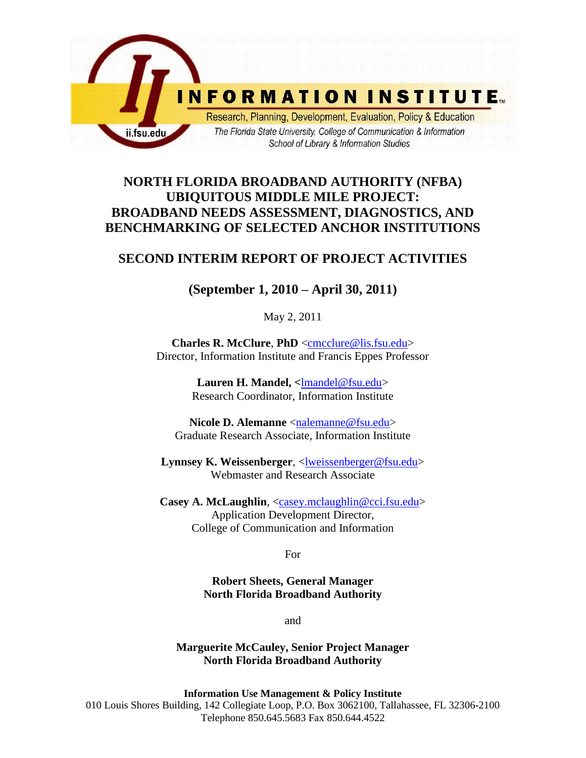INFORMATION INSTITUTE

Research, Planning, Development, Evaluation, Policy & Education

*The Florida State University, College of Communication & Information*

*School of Library & Information Studies*

ii.fsu.edu

# NORTH FLORIDA BROADBAND AUTHORITY (NFBA) UBIQUITOUS MIDDLE MILE PROJECT: BROADBAND NEEDS ASSESSMENT, DIAGNOSTICS, AND BENCHMARKING OF SELECTED ANCHOR INSTITUTIONS

## SECOND INTERIM REPORT OF PROJECT ACTIVITIES

## (September 1, 2010 – April 30, 2011)

May 2, 2011

**Charles R. McClure**, **PhD** <cmcclure@lis.fsu.edu>
Director, Information Institute and Francis Eppes Professor

**Lauren H. Mandel, <**lmandel@fsu.edu>
Research Coordinator, Information Institute

**Nicole D. Alemanne** <nalemanne@fsu.edu>
Graduate Research Associate, Information Institute

**Lynnsey K. Weissenberger**, <lweissenberger@fsu.edu>
Webmaster and Research Associate

**Casey A. McLaughlin**, <casey.mclaughlin@cci.fsu.edu>
Application Development Director,
College of Communication and Information

For

**Robert Sheets, General Manager**
**North Florida Broadband Authority**

and

**Marguerite McCauley, Senior Project Manager**
**North Florida Broadband Authority**

**Information Use Management & Policy Institute**
010 Louis Shores Building, 142 Collegiate Loop, P.O. Box 3062100, Tallahassee, FL 32306-2100
Telephone 850.645.5683 Fax 850.644.4522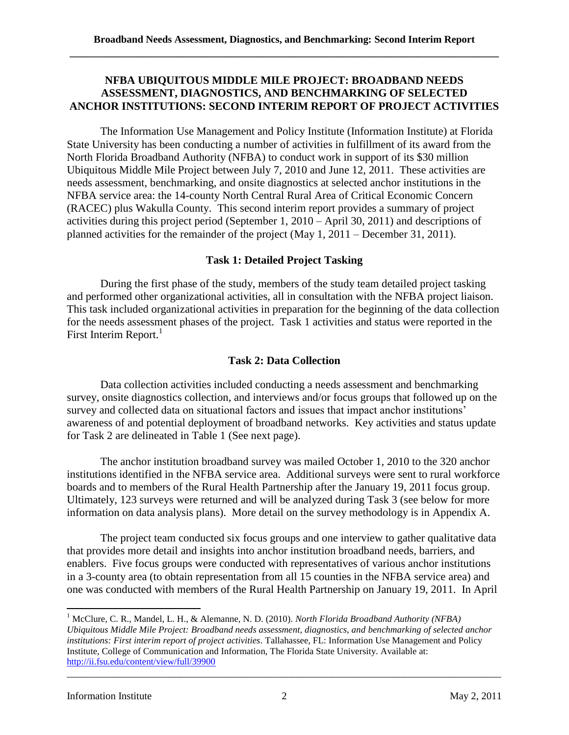# NFBA UBIQUITOUS MIDDLE MILE PROJECT: BROADBAND NEEDS ASSESSMENT, DIAGNOSTICS, AND BENCHMARKING OF SELECTED ANCHOR INSTITUTIONS: SECOND INTERIM REPORT OF PROJECT ACTIVITIES

The Information Use Management and Policy Institute (Information Institute) at Florida State University has been conducting a number of activities in fulfillment of its award from the North Florida Broadband Authority (NFBA) to conduct work in support of its $30 million Ubiquitous Middle Mile Project between July 7, 2010 and June 12, 2011. These activities are needs assessment, benchmarking, and onsite diagnostics at selected anchor institutions in the NFBA service area: the 14-county North Central Rural Area of Critical Economic Concern (RACEC) plus Wakulla County. This second interim report provides a summary of project activities during this project period (September 1, 2010 – April 30, 2011) and descriptions of planned activities for the remainder of the project (May 1, 2011 – December 31, 2011).

## Task 1: Detailed Project Tasking

During the first phase of the study, members of the study team detailed project tasking and performed other organizational activities, all in consultation with the NFBA project liaison. This task included organizational activities in preparation for the beginning of the data collection for the needs assessment phases of the project. Task 1 activities and status were reported in the First Interim Report.[1]

## Task 2: Data Collection

Data collection activities included conducting a needs assessment and benchmarking survey, onsite diagnostics collection, and interviews and/or focus groups that followed up on the survey and collected data on situational factors and issues that impact anchor institutions' awareness of and potential deployment of broadband networks. Key activities and status update for Task 2 are delineated in Table 1 (See next page).

The anchor institution broadband survey was mailed October 1, 2010 to the 320 anchor institutions identified in the NFBA service area. Additional surveys were sent to rural workforce boards and to members of the Rural Health Partnership after the January 19, 2011 focus group. Ultimately, 123 surveys were returned and will be analyzed during Task 3 (see below for more information on data analysis plans). More detail on the survey methodology is in Appendix A.

The project team conducted six focus groups and one interview to gather qualitative data that provides more detail and insights into anchor institution broadband needs, barriers, and enablers. Five focus groups were conducted with representatives of various anchor institutions in a 3-county area (to obtain representation from all 15 counties in the NFBA service area) and one was conducted with members of the Rural Health Partnership on January 19, 2011. In April

---

[1] McClure, C. R., Mandel, L. H., & Alemanne, N. D. (2010). *North Florida Broadband Authority (NFBA) Ubiquitous Middle Mile Project: Broadband needs assessment, diagnostics, and benchmarking of selected anchor institutions: First interim report of project activities*. Tallahassee, FL: Information Use Management and Policy Institute, College of Communication and Information, The Florida State University. Available at: http://ii.fsu.edu/content/view/full/39900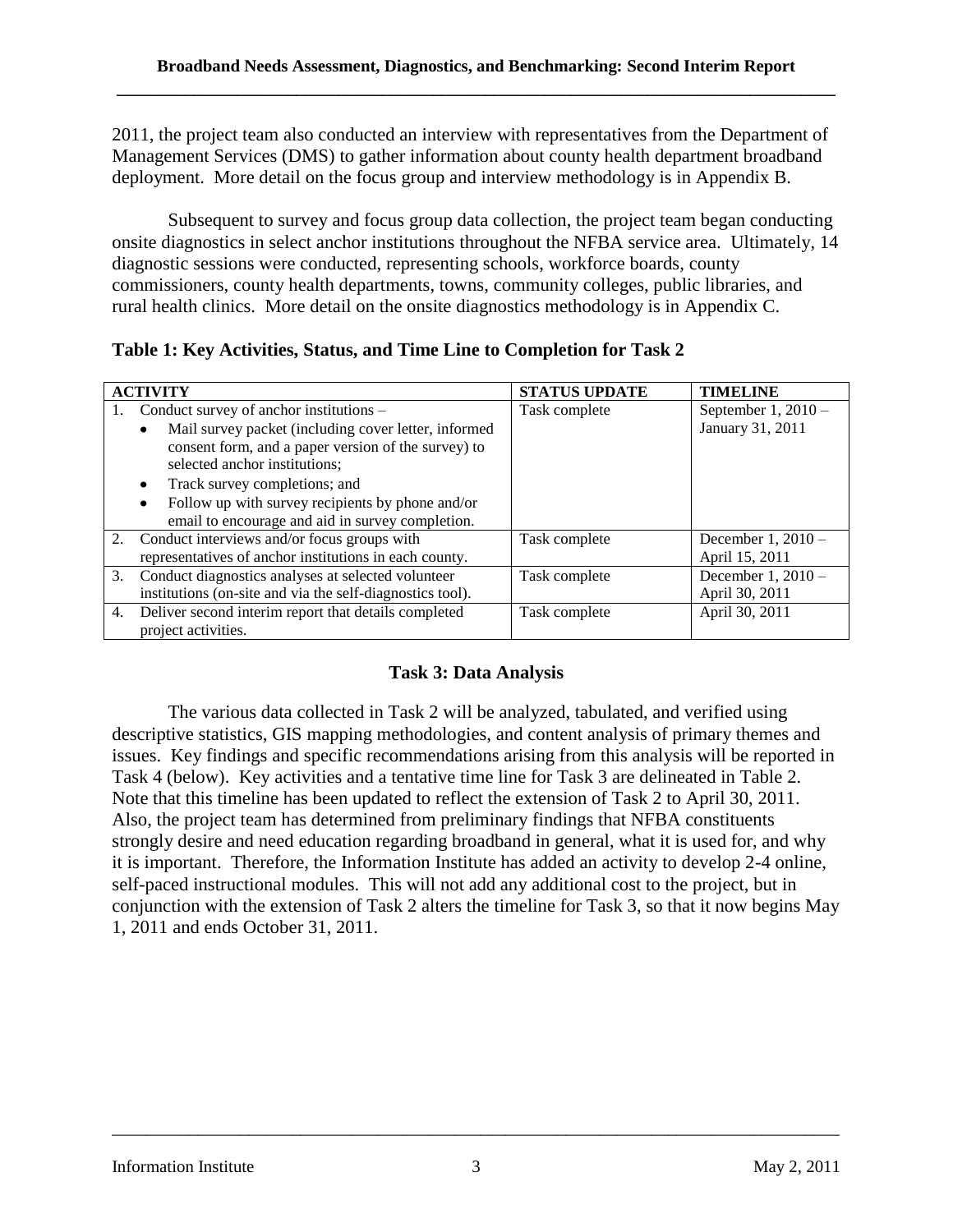2011, the project team also conducted an interview with representatives from the Department of Management Services (DMS) to gather information about county health department broadband deployment. More detail on the focus group and interview methodology is in Appendix B.

Subsequent to survey and focus group data collection, the project team began conducting onsite diagnostics in select anchor institutions throughout the NFBA service area. Ultimately, 14 diagnostic sessions were conducted, representing schools, workforce boards, county commissioners, county health departments, towns, community colleges, public libraries, and rural health clinics. More detail on the onsite diagnostics methodology is in Appendix C.

**Table 1: Key Activities, Status, and Time Line to Completion for Task 2**

| ACTIVITY | STATUS UPDATE | TIMELINE |
|---|---|---|
| 1. Conduct survey of anchor institutions – <br>• Mail survey packet (including cover letter, informed consent form, and a paper version of the survey) to selected anchor institutions; <br>• Track survey completions; and <br>• Follow up with survey recipients by phone and/or email to encourage and aid in survey completion. | Task complete | September 1, 2010 – January 31, 2011 |
| 2. Conduct interviews and/or focus groups with representatives of anchor institutions in each county. | Task complete | December 1, 2010 – April 15, 2011 |
| 3. Conduct diagnostics analyses at selected volunteer institutions (on-site and via the self-diagnostics tool). | Task complete | December 1, 2010 – April 30, 2011 |
| 4. Deliver second interim report that details completed project activities. | Task complete | April 30, 2011 |

## Task 3: Data Analysis

The various data collected in Task 2 will be analyzed, tabulated, and verified using descriptive statistics, GIS mapping methodologies, and content analysis of primary themes and issues. Key findings and specific recommendations arising from this analysis will be reported in Task 4 (below). Key activities and a tentative time line for Task 3 are delineated in Table 2. Note that this timeline has been updated to reflect the extension of Task 2 to April 30, 2011. Also, the project team has determined from preliminary findings that NFBA constituents strongly desire and need education regarding broadband in general, what it is used for, and why it is important. Therefore, the Information Institute has added an activity to develop 2-4 online, self-paced instructional modules. This will not add any additional cost to the project, but in conjunction with the extension of Task 2 alters the timeline for Task 3, so that it now begins May 1, 2011 and ends October 31, 2011.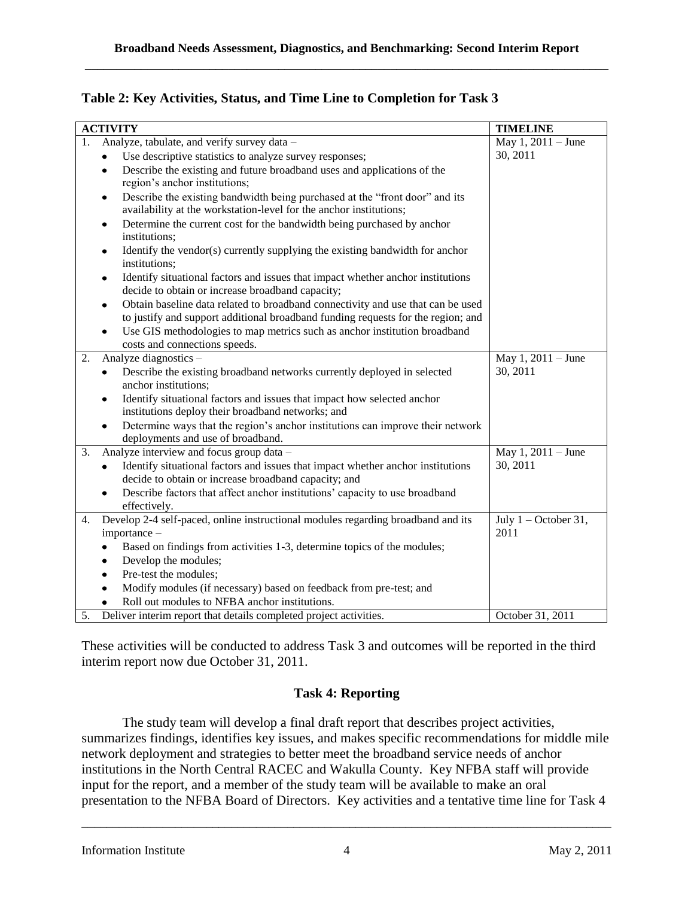**Table 2: Key Activities, Status, and Time Line to Completion for Task 3**

| ACTIVITY | TIMELINE |
|---|---|
| 1. Analyze, tabulate, and verify survey data –<br>• Use descriptive statistics to analyze survey responses;<br>• Describe the existing and future broadband uses and applications of the region's anchor institutions;<br>• Describe the existing bandwidth being purchased at the "front door" and its availability at the workstation-level for the anchor institutions;<br>• Determine the current cost for the bandwidth being purchased by anchor institutions;<br>• Identify the vendor(s) currently supplying the existing bandwidth for anchor institutions;<br>• Identify situational factors and issues that impact whether anchor institutions decide to obtain or increase broadband capacity;<br>• Obtain baseline data related to broadband connectivity and use that can be used to justify and support additional broadband funding requests for the region; and<br>• Use GIS methodologies to map metrics such as anchor institution broadband costs and connections speeds. | May 1, 2011 – June 30, 2011 |
| 2. Analyze diagnostics –<br>• Describe the existing broadband networks currently deployed in selected anchor institutions;<br>• Identify situational factors and issues that impact how selected anchor institutions deploy their broadband networks; and<br>• Determine ways that the region's anchor institutions can improve their network deployments and use of broadband. | May 1, 2011 – June 30, 2011 |
| 3. Analyze interview and focus group data –<br>• Identify situational factors and issues that impact whether anchor institutions decide to obtain or increase broadband capacity; and<br>• Describe factors that affect anchor institutions' capacity to use broadband effectively. | May 1, 2011 – June 30, 2011 |
| 4. Develop 2-4 self-paced, online instructional modules regarding broadband and its importance –<br>• Based on findings from activities 1-3, determine topics of the modules;<br>• Develop the modules;<br>• Pre-test the modules;<br>• Modify modules (if necessary) based on feedback from pre-test; and<br>• Roll out modules to NFBA anchor institutions. | July 1 – October 31, 2011 |
| 5. Deliver interim report that details completed project activities. | October 31, 2011 |

These activities will be conducted to address Task 3 and outcomes will be reported in the third interim report now due October 31, 2011.

## Task 4: Reporting

The study team will develop a final draft report that describes project activities, summarizes findings, identifies key issues, and makes specific recommendations for middle mile network deployment and strategies to better meet the broadband service needs of anchor institutions in the North Central RACEC and Wakulla County. Key NFBA staff will provide input for the report, and a member of the study team will be available to make an oral presentation to the NFBA Board of Directors. Key activities and a tentative time line for Task 4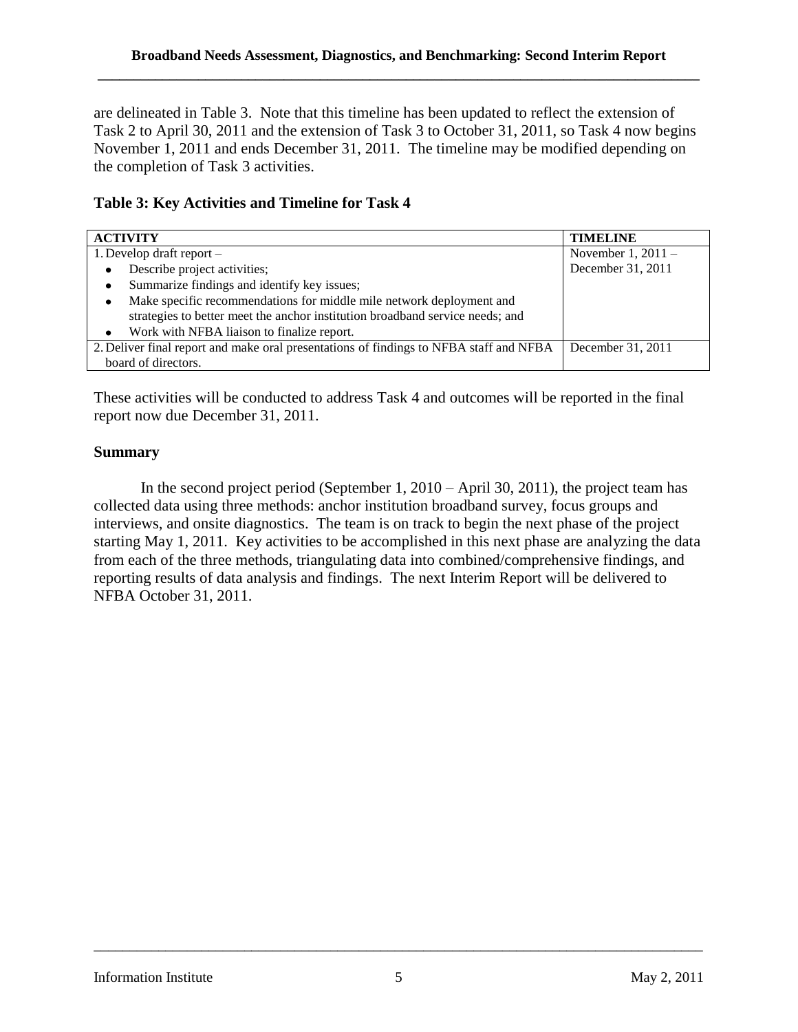are delineated in Table 3. Note that this timeline has been updated to reflect the extension of Task 2 to April 30, 2011 and the extension of Task 3 to October 31, 2011, so Task 4 now begins November 1, 2011 and ends December 31, 2011. The timeline may be modified depending on the completion of Task 3 activities.

**Table 3: Key Activities and Timeline for Task 4**

| ACTIVITY | TIMELINE |
| --- | --- |
| 1. Develop draft report – <br>• Describe project activities; <br>• Summarize findings and identify key issues; <br>• Make specific recommendations for middle mile network deployment and strategies to better meet the anchor institution broadband service needs; and <br>• Work with NFBA liaison to finalize report. | November 1, 2011 – December 31, 2011 |
| 2. Deliver final report and make oral presentations of findings to NFBA staff and NFBA board of directors. | December 31, 2011 |

These activities will be conducted to address Task 4 and outcomes will be reported in the final report now due December 31, 2011.

**Summary**

In the second project period (September 1, 2010 – April 30, 2011), the project team has collected data using three methods: anchor institution broadband survey, focus groups and interviews, and onsite diagnostics. The team is on track to begin the next phase of the project starting May 1, 2011. Key activities to be accomplished in this next phase are analyzing the data from each of the three methods, triangulating data into combined/comprehensive findings, and reporting results of data analysis and findings. The next Interim Report will be delivered to NFBA October 31, 2011.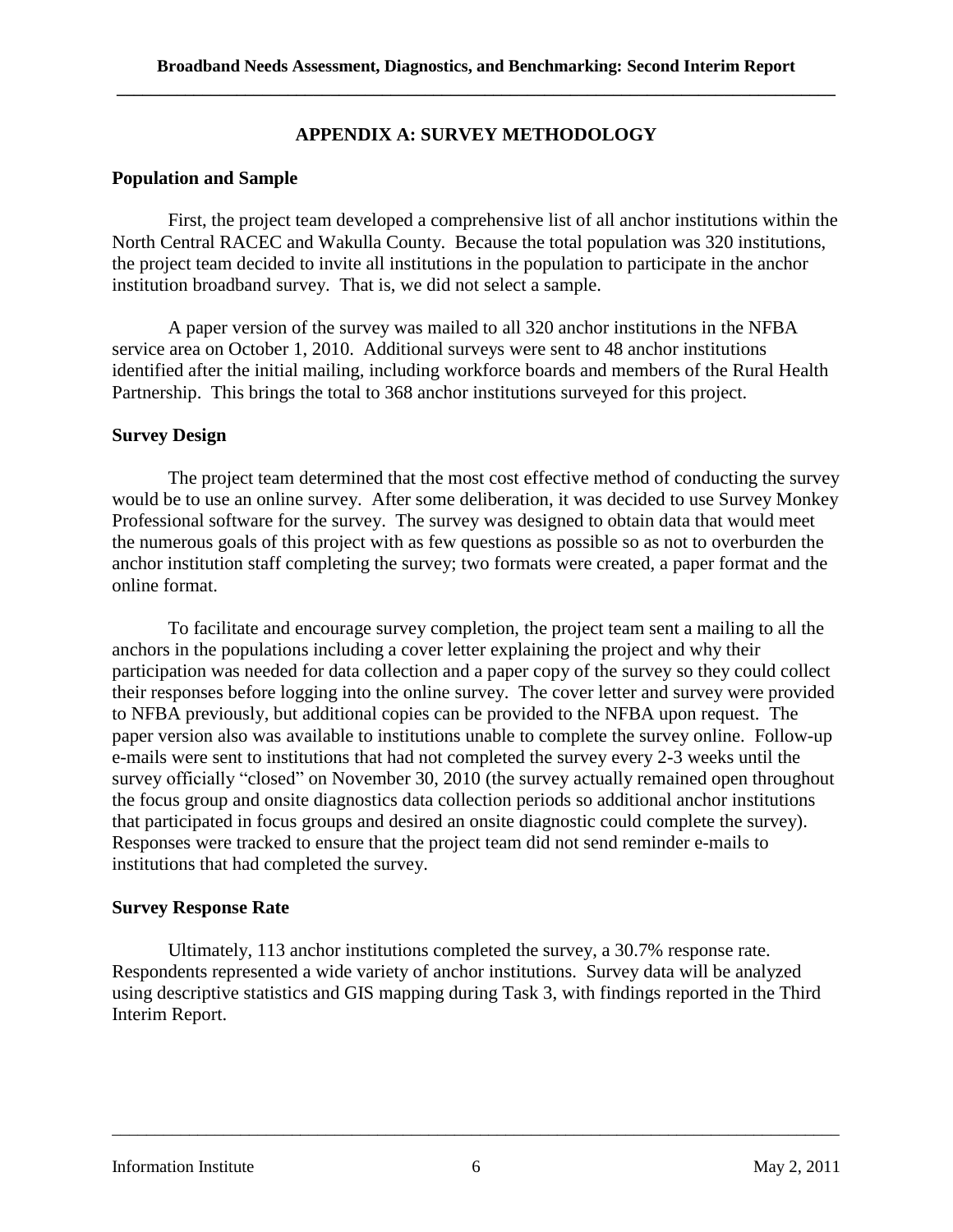## APPENDIX A: SURVEY METHODOLOGY

### Population and Sample

First, the project team developed a comprehensive list of all anchor institutions within the North Central RACEC and Wakulla County. Because the total population was 320 institutions, the project team decided to invite all institutions in the population to participate in the anchor institution broadband survey. That is, we did not select a sample.

A paper version of the survey was mailed to all 320 anchor institutions in the NFBA service area on October 1, 2010. Additional surveys were sent to 48 anchor institutions identified after the initial mailing, including workforce boards and members of the Rural Health Partnership. This brings the total to 368 anchor institutions surveyed for this project.

### Survey Design

The project team determined that the most cost effective method of conducting the survey would be to use an online survey. After some deliberation, it was decided to use Survey Monkey Professional software for the survey. The survey was designed to obtain data that would meet the numerous goals of this project with as few questions as possible so as not to overburden the anchor institution staff completing the survey; two formats were created, a paper format and the online format.

To facilitate and encourage survey completion, the project team sent a mailing to all the anchors in the populations including a cover letter explaining the project and why their participation was needed for data collection and a paper copy of the survey so they could collect their responses before logging into the online survey. The cover letter and survey were provided to NFBA previously, but additional copies can be provided to the NFBA upon request. The paper version also was available to institutions unable to complete the survey online. Follow-up e-mails were sent to institutions that had not completed the survey every 2-3 weeks until the survey officially "closed" on November 30, 2010 (the survey actually remained open throughout the focus group and onsite diagnostics data collection periods so additional anchor institutions that participated in focus groups and desired an onsite diagnostic could complete the survey). Responses were tracked to ensure that the project team did not send reminder e-mails to institutions that had completed the survey.

### Survey Response Rate

Ultimately, 113 anchor institutions completed the survey, a 30.7% response rate. Respondents represented a wide variety of anchor institutions. Survey data will be analyzed using descriptive statistics and GIS mapping during Task 3, with findings reported in the Third Interim Report.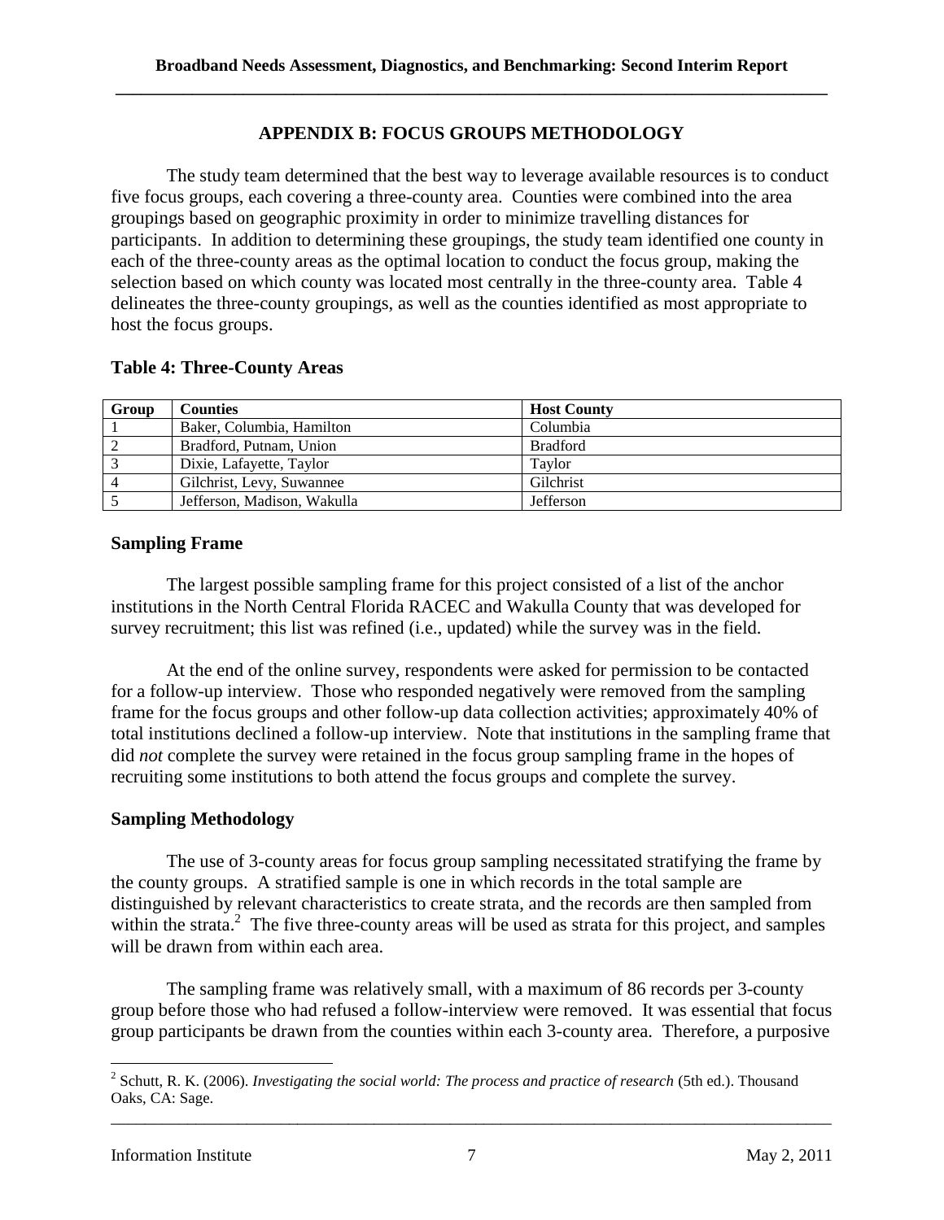## APPENDIX B: FOCUS GROUPS METHODOLOGY

The study team determined that the best way to leverage available resources is to conduct five focus groups, each covering a three-county area. Counties were combined into the area groupings based on geographic proximity in order to minimize travelling distances for participants. In addition to determining these groupings, the study team identified one county in each of the three-county areas as the optimal location to conduct the focus group, making the selection based on which county was located most centrally in the three-county area. Table 4 delineates the three-county groupings, as well as the counties identified as most appropriate to host the focus groups.

### Table 4: Three-County Areas

| Group | Counties | Host County |
|---|---|---|
| 1 | Baker, Columbia, Hamilton | Columbia |
| 2 | Bradford, Putnam, Union | Bradford |
| 3 | Dixie, Lafayette, Taylor | Taylor |
| 4 | Gilchrist, Levy, Suwannee | Gilchrist |
| 5 | Jefferson, Madison, Wakulla | Jefferson |

### Sampling Frame

The largest possible sampling frame for this project consisted of a list of the anchor institutions in the North Central Florida RACEC and Wakulla County that was developed for survey recruitment; this list was refined (i.e., updated) while the survey was in the field.

At the end of the online survey, respondents were asked for permission to be contacted for a follow-up interview. Those who responded negatively were removed from the sampling frame for the focus groups and other follow-up data collection activities; approximately 40% of total institutions declined a follow-up interview. Note that institutions in the sampling frame that did *not* complete the survey were retained in the focus group sampling frame in the hopes of recruiting some institutions to both attend the focus groups and complete the survey.

### Sampling Methodology

The use of 3-county areas for focus group sampling necessitated stratifying the frame by the county groups. A stratified sample is one in which records in the total sample are distinguished by relevant characteristics to create strata, and the records are then sampled from within the strata.[2] The five three-county areas will be used as strata for this project, and samples will be drawn from within each area.

The sampling frame was relatively small, with a maximum of 86 records per 3-county group before those who had refused a follow-interview were removed. It was essential that focus group participants be drawn from the counties within each 3-county area. Therefore, a purposive

[2] Schutt, R. K. (2006). *Investigating the social world: The process and practice of research* (5th ed.). Thousand Oaks, CA: Sage.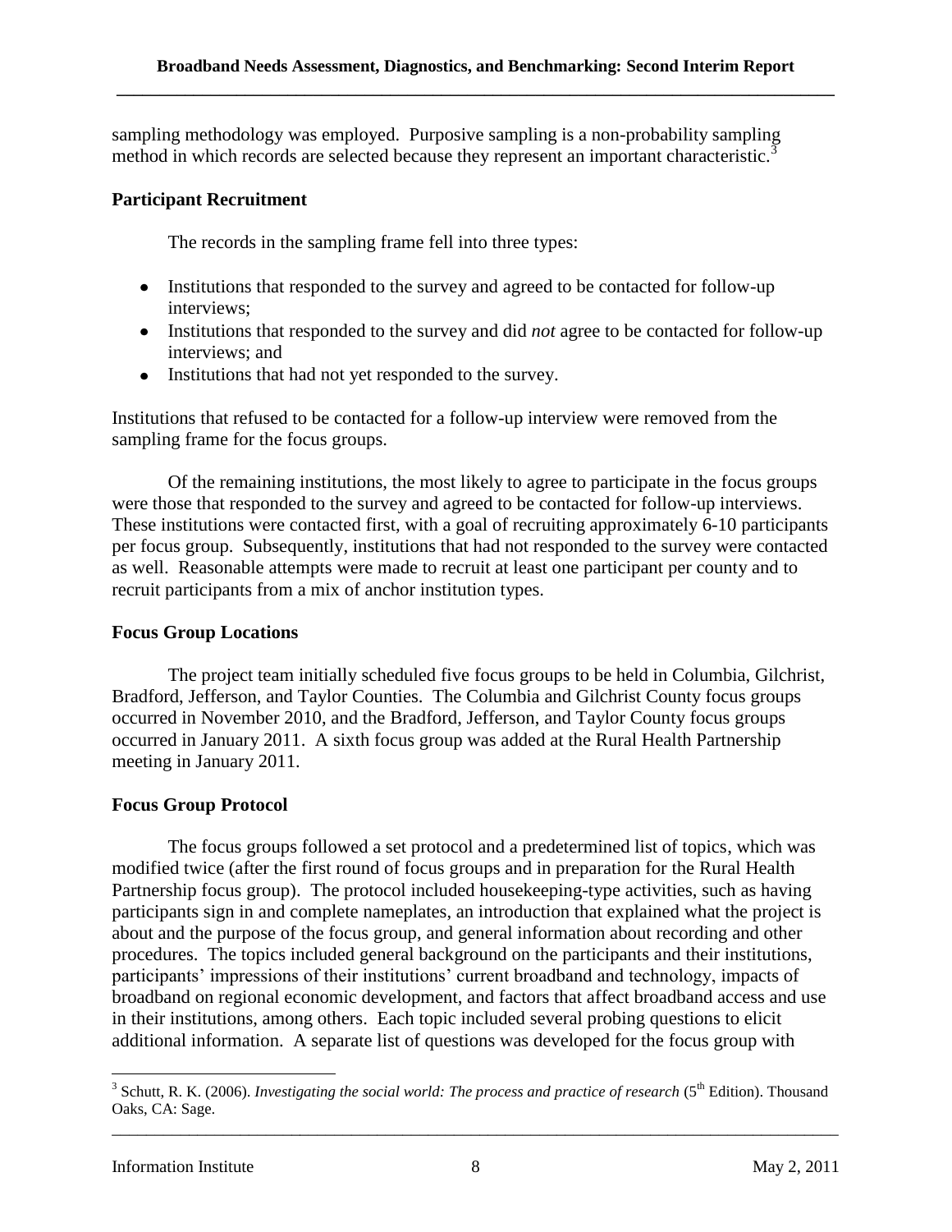sampling methodology was employed. Purposive sampling is a non-probability sampling method in which records are selected because they represent an important characteristic.[3]

**Participant Recruitment**

The records in the sampling frame fell into three types:

- Institutions that responded to the survey and agreed to be contacted for follow-up interviews;
- Institutions that responded to the survey and did *not* agree to be contacted for follow-up interviews; and
- Institutions that had not yet responded to the survey.

Institutions that refused to be contacted for a follow-up interview were removed from the sampling frame for the focus groups.

Of the remaining institutions, the most likely to agree to participate in the focus groups were those that responded to the survey and agreed to be contacted for follow-up interviews. These institutions were contacted first, with a goal of recruiting approximately 6-10 participants per focus group. Subsequently, institutions that had not responded to the survey were contacted as well. Reasonable attempts were made to recruit at least one participant per county and to recruit participants from a mix of anchor institution types.

**Focus Group Locations**

The project team initially scheduled five focus groups to be held in Columbia, Gilchrist, Bradford, Jefferson, and Taylor Counties. The Columbia and Gilchrist County focus groups occurred in November 2010, and the Bradford, Jefferson, and Taylor County focus groups occurred in January 2011. A sixth focus group was added at the Rural Health Partnership meeting in January 2011.

**Focus Group Protocol**

The focus groups followed a set protocol and a predetermined list of topics, which was modified twice (after the first round of focus groups and in preparation for the Rural Health Partnership focus group). The protocol included housekeeping-type activities, such as having participants sign in and complete nameplates, an introduction that explained what the project is about and the purpose of the focus group, and general information about recording and other procedures. The topics included general background on the participants and their institutions, participants' impressions of their institutions' current broadband and technology, impacts of broadband on regional economic development, and factors that affect broadband access and use in their institutions, among others. Each topic included several probing questions to elicit additional information. A separate list of questions was developed for the focus group with

[3] Schutt, R. K. (2006). *Investigating the social world: The process and practice of research* (5th Edition). Thousand Oaks, CA: Sage.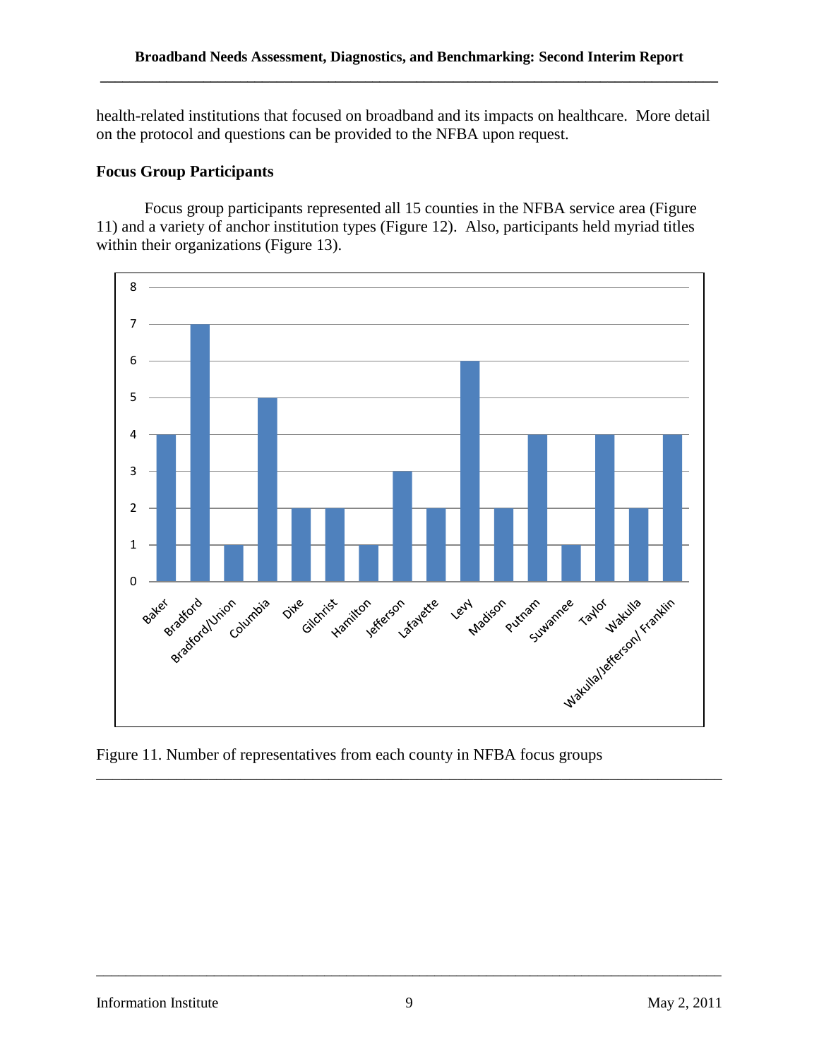health-related institutions that focused on broadband and its impacts on healthcare. More detail on the protocol and questions can be provided to the NFBA upon request.

**Focus Group Participants**

Focus group participants represented all 15 counties in the NFBA service area (Figure 11) and a variety of anchor institution types (Figure 12). Also, participants held myriad titles within their organizations (Figure 13).

| County | Number of representatives |
|---|---|
| Baker | 4 |
| Bradford | 7 |
| Bradford/Union | 1 |
| Columbia | 5 |
| Dixe | 2 |
| Gilchrist | 2 |
| Hamilton | 1 |
| Jefferson | 3 |
| Lafayette | 2 |
| Levy | 6 |
| Madison | 2 |
| Putnam | 4 |
| Suwannee | 1 |
| Taylor | 4 |
| Wakulla | 2 |
| Wakulla/Jefferson/ Franklin | 4 |

Figure 11. Number of representatives from each county in NFBA focus groups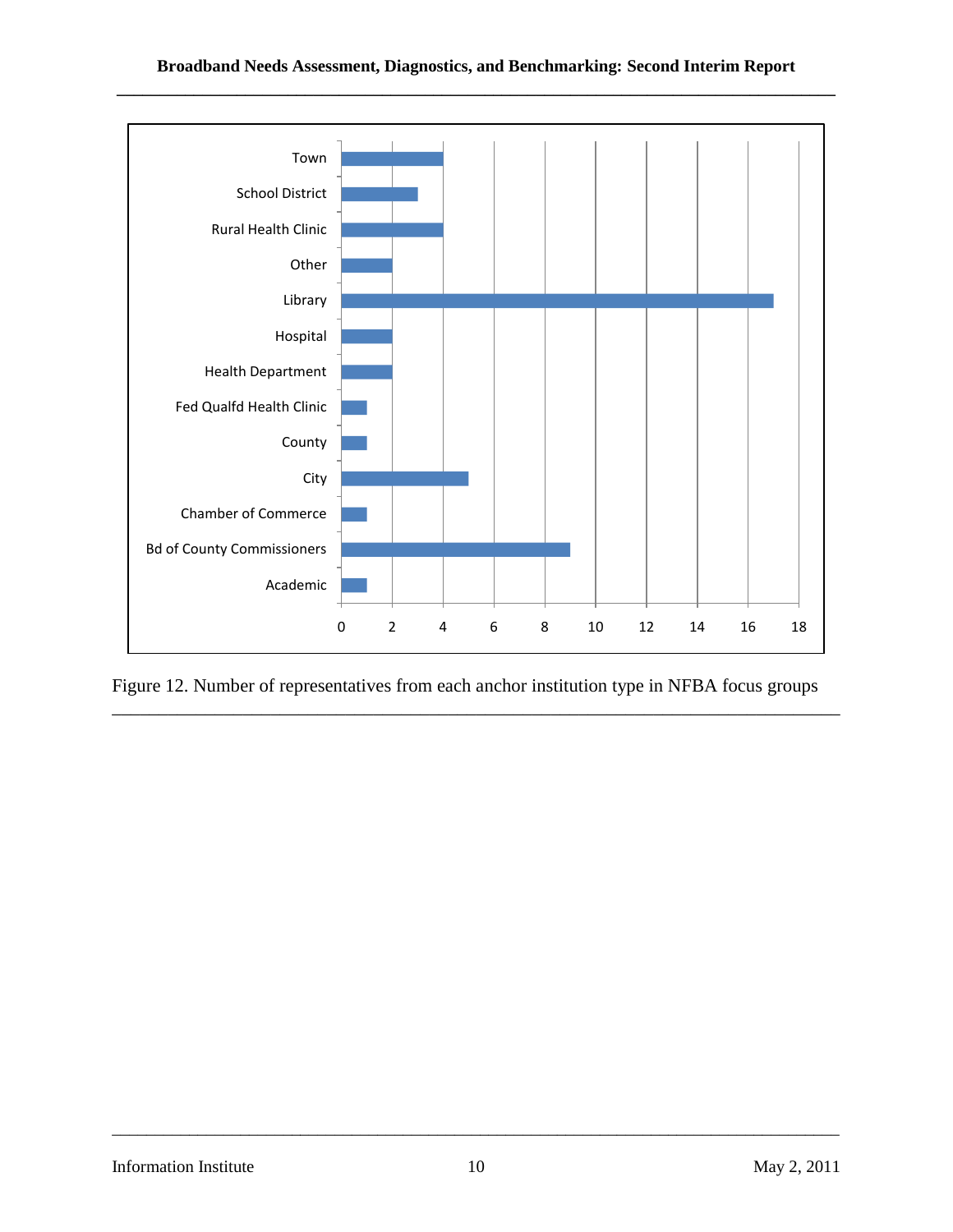| Anchor institution type | Number of representatives |
|---|---|
| Town | 4 |
| School District | 3 |
| Rural Health Clinic | 4 |
| Other | 2 |
| Library | 17 |
| Hospital | 2 |
| Health Department | 2 |
| Fed Qualfd Health Clinic | 1 |
| County | 1 |
| City | 5 |
| Chamber of Commerce | 1 |
| Bd of County Commissioners | 9 |
| Academic | 1 |

Figure 12. Number of representatives from each anchor institution type in NFBA focus groups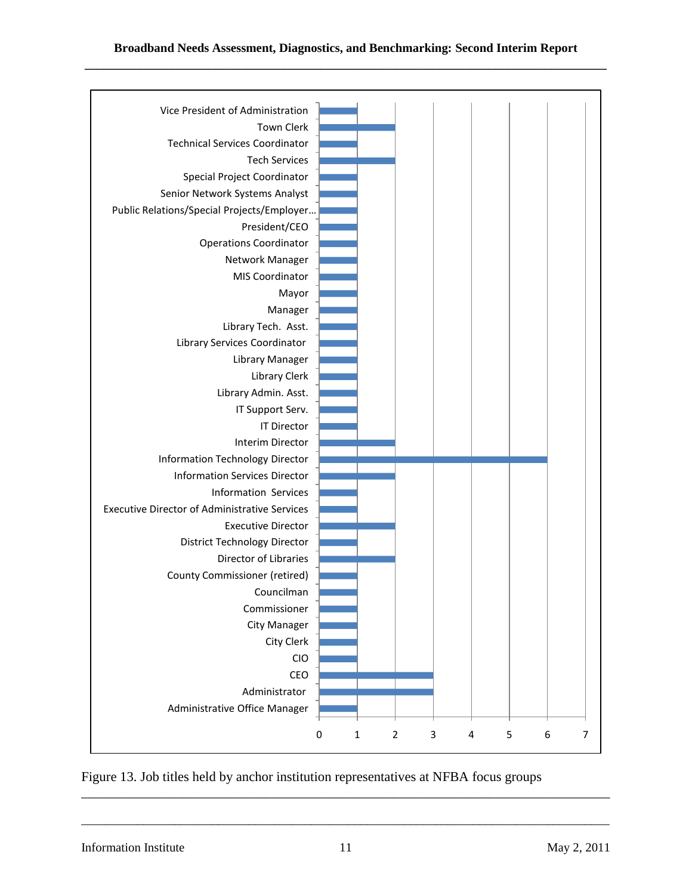| Job Title | Count |
|---|---|
| Vice President of Administration | 1 |
| Town Clerk | 2 |
| Technical Services Coordinator | 1 |
| Tech Services | 2 |
| Special Project Coordinator | 1 |
| Senior Network Systems Analyst | 1 |
| Public Relations/Special Projects/Employer… | 1 |
| President/CEO | 1 |
| Operations Coordinator | 1 |
| Network Manager | 1 |
| MIS Coordinator | 1 |
| Mayor | 1 |
| Manager | 1 |
| Library Tech. Asst. | 1 |
| Library Services Coordinator | 1 |
| Library Manager | 1 |
| Library Clerk | 1 |
| Library Admin. Asst. | 1 |
| IT Support Serv. | 1 |
| IT Director | 1 |
| Interim Director | 2 |
| Information Technology Director | 6 |
| Information Services Director | 2 |
| Information Services | 1 |
| Executive Director of Administrative Services | 1 |
| Executive Director | 2 |
| District Technology Director | 1 |
| Director of Libraries | 2 |
| County Commissioner (retired) | 1 |
| Councilman | 1 |
| Commissioner | 1 |
| City Manager | 1 |
| City Clerk | 1 |
| CIO | 1 |
| CEO | 3 |
| Administrator | 3 |
| Administrative Office Manager | 1 |

Figure 13. Job titles held by anchor institution representatives at NFBA focus groups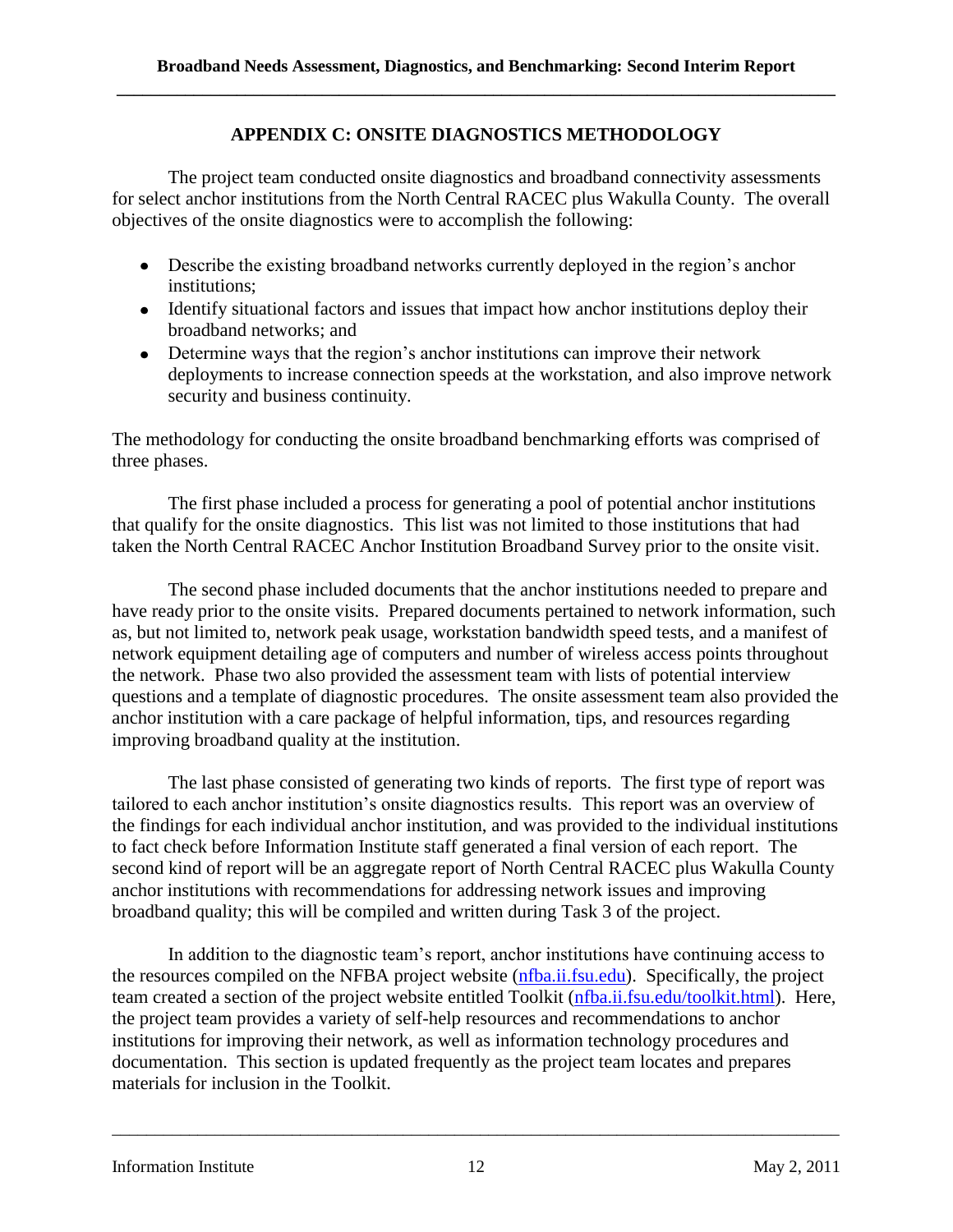## APPENDIX C: ONSITE DIAGNOSTICS METHODOLOGY

The project team conducted onsite diagnostics and broadband connectivity assessments for select anchor institutions from the North Central RACEC plus Wakulla County. The overall objectives of the onsite diagnostics were to accomplish the following:

- Describe the existing broadband networks currently deployed in the region's anchor institutions;
- Identify situational factors and issues that impact how anchor institutions deploy their broadband networks; and
- Determine ways that the region's anchor institutions can improve their network deployments to increase connection speeds at the workstation, and also improve network security and business continuity.

The methodology for conducting the onsite broadband benchmarking efforts was comprised of three phases.

The first phase included a process for generating a pool of potential anchor institutions that qualify for the onsite diagnostics. This list was not limited to those institutions that had taken the North Central RACEC Anchor Institution Broadband Survey prior to the onsite visit.

The second phase included documents that the anchor institutions needed to prepare and have ready prior to the onsite visits. Prepared documents pertained to network information, such as, but not limited to, network peak usage, workstation bandwidth speed tests, and a manifest of network equipment detailing age of computers and number of wireless access points throughout the network. Phase two also provided the assessment team with lists of potential interview questions and a template of diagnostic procedures. The onsite assessment team also provided the anchor institution with a care package of helpful information, tips, and resources regarding improving broadband quality at the institution.

The last phase consisted of generating two kinds of reports. The first type of report was tailored to each anchor institution's onsite diagnostics results. This report was an overview of the findings for each individual anchor institution, and was provided to the individual institutions to fact check before Information Institute staff generated a final version of each report. The second kind of report will be an aggregate report of North Central RACEC plus Wakulla County anchor institutions with recommendations for addressing network issues and improving broadband quality; this will be compiled and written during Task 3 of the project.

In addition to the diagnostic team's report, anchor institutions have continuing access to the resources compiled on the NFBA project website (nfba.ii.fsu.edu). Specifically, the project team created a section of the project website entitled Toolkit (nfba.ii.fsu.edu/toolkit.html). Here, the project team provides a variety of self-help resources and recommendations to anchor institutions for improving their network, as well as information technology procedures and documentation. This section is updated frequently as the project team locates and prepares materials for inclusion in the Toolkit.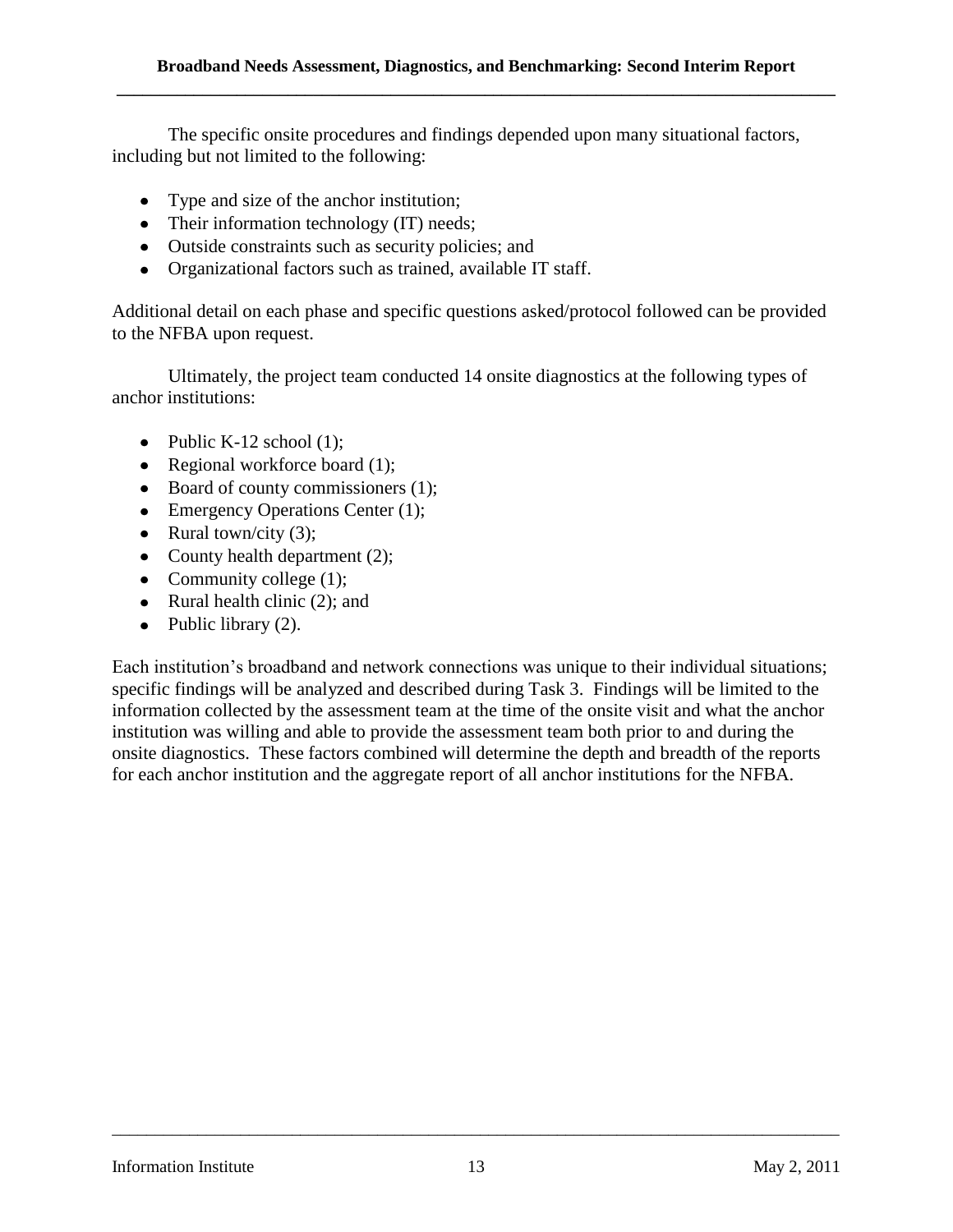The specific onsite procedures and findings depended upon many situational factors, including but not limited to the following:

- Type and size of the anchor institution;
- Their information technology (IT) needs;
- Outside constraints such as security policies; and
- Organizational factors such as trained, available IT staff.

Additional detail on each phase and specific questions asked/protocol followed can be provided to the NFBA upon request.

Ultimately, the project team conducted 14 onsite diagnostics at the following types of anchor institutions:

- Public K-12 school (1);
- Regional workforce board (1);
- Board of county commissioners (1);
- Emergency Operations Center (1);
- Rural town/city (3);
- County health department (2);
- Community college (1);
- Rural health clinic (2); and
- Public library (2).

Each institution's broadband and network connections was unique to their individual situations; specific findings will be analyzed and described during Task 3. Findings will be limited to the information collected by the assessment team at the time of the onsite visit and what the anchor institution was willing and able to provide the assessment team both prior to and during the onsite diagnostics. These factors combined will determine the depth and breadth of the reports for each anchor institution and the aggregate report of all anchor institutions for the NFBA.